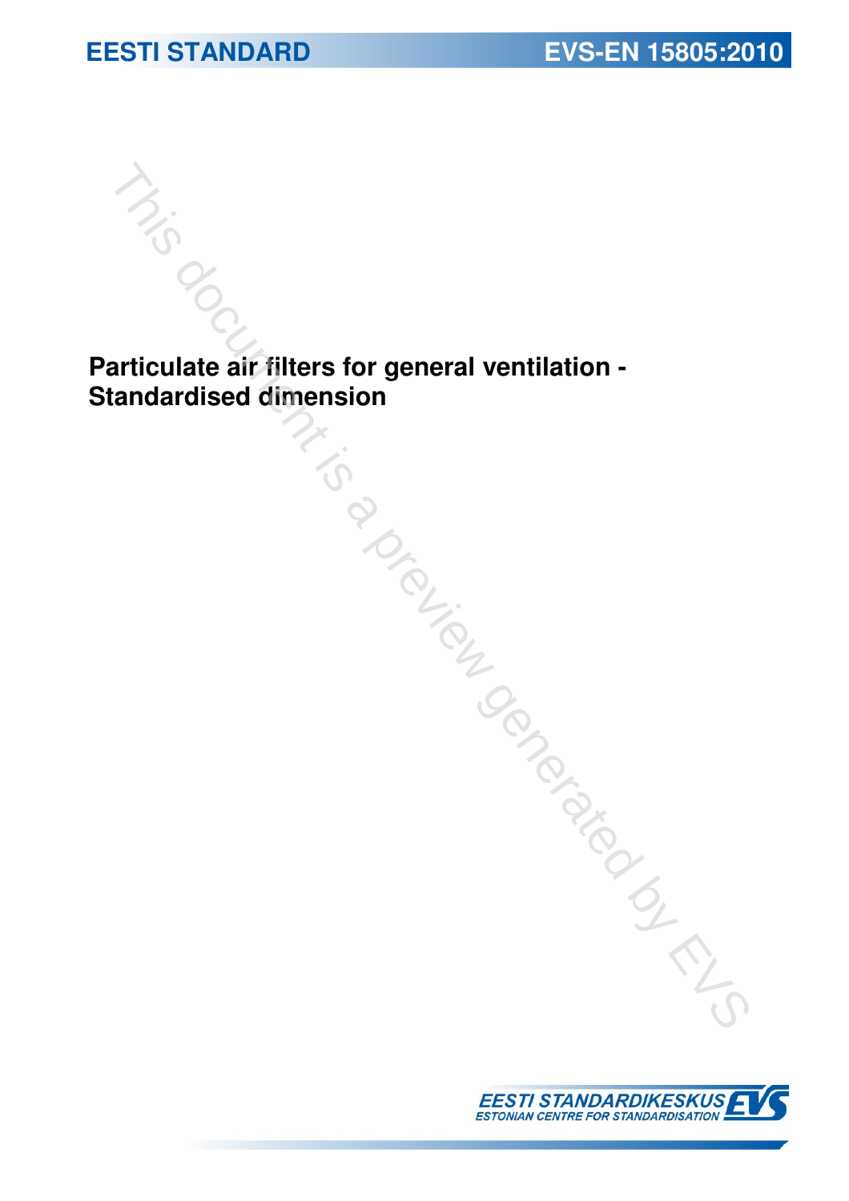EESTI STANDARD

EVS-EN 15805:2010

# Particulate air filters for general ventilation - Standardised dimension

EESTI STANDARDIKESKUS

ESTONIAN CENTRE FOR STANDARDISATION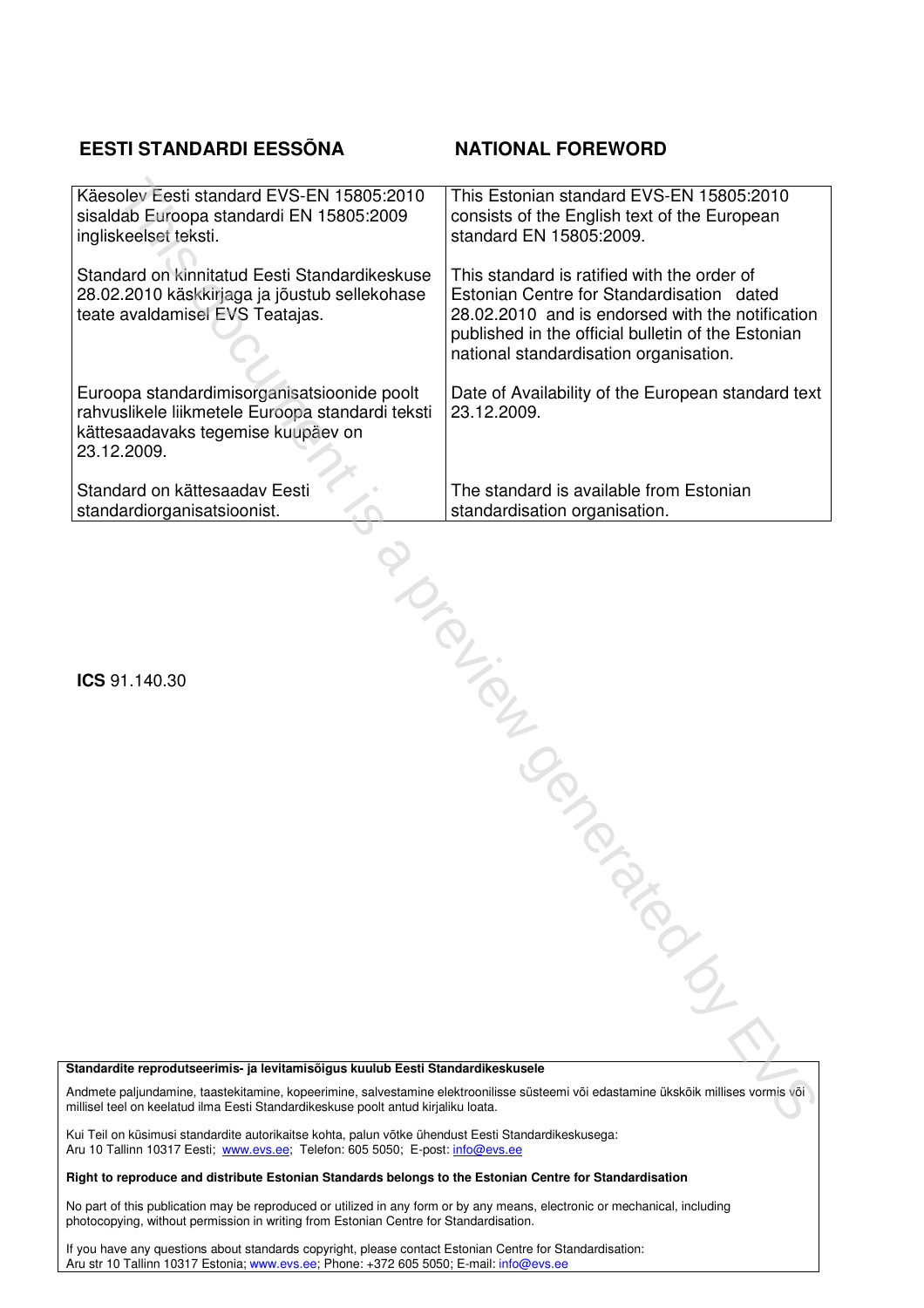| **EESTI STANDARDI EESSÕNA** | **NATIONAL FOREWORD** |
| --- | --- |
| Käesolev Eesti standard EVS-EN 15805:2010 sisaldab Euroopa standardi EN 15805:2009 ingliskeelset teksti. | This Estonian standard EVS-EN 15805:2010 consists of the English text of the European standard EN 15805:2009. |
| Standard on kinnitatud Eesti Standardikeskuse 28.02.2010 käskkirjaga ja jõustub sellekohase teate avaldamisel EVS Teatajas. | This standard is ratified with the order of Estonian Centre for Standardisation dated 28.02.2010 and is endorsed with the notification published in the official bulletin of the Estonian national standardisation organisation. |
| Euroopa standardimisorganisatsioonide poolt rahvuslikele liikmetele Euroopa standardi teksti kättesaadavaks tegemise kuupäev on 23.12.2009. | Date of Availability of the European standard text 23.12.2009. |
| Standard on kättesaadav Eesti standardiorganisatsioonist. | The standard is available from Estonian standardisation organisation. |

**ICS** 91.140.30

**Standardite reprodutseerimis- ja levitamisõigus kuulub Eesti Standardikeskusele**

Andmete paljundamine, taastekitamine, kopeerimine, salvestamine elektroonilisse süsteemi või edastamine ükskõik millises vormis või millisel teel on keelatud ilma Eesti Standardikeskuse poolt antud kirjaliku loata.

Kui Teil on küsimusi standardite autorikaitse kohta, palun võtke ühendust Eesti Standardikeskusega:
Aru 10 Tallinn 10317 Eesti; www.evs.ee; Telefon: 605 5050; E-post: info@evs.ee

**Right to reproduce and distribute Estonian Standards belongs to the Estonian Centre for Standardisation**

No part of this publication may be reproduced or utilized in any form or by any means, electronic or mechanical, including photocopying, without permission in writing from Estonian Centre for Standardisation.

If you have any questions about standards copyright, please contact Estonian Centre for Standardisation:
Aru str 10 Tallinn 10317 Estonia; www.evs.ee; Phone: +372 605 5050; E-mail: info@evs.ee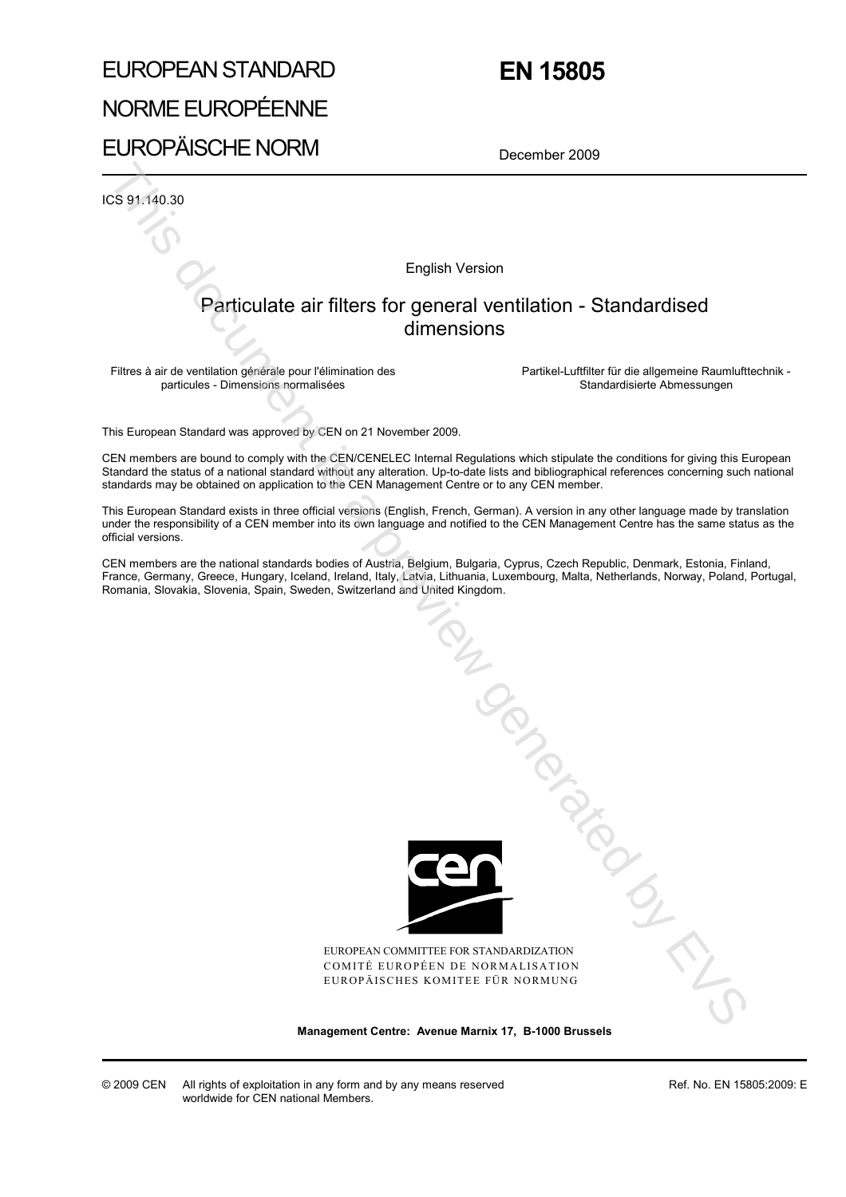EUROPEAN STANDARD

NORME EUROPÉENNE

EUROPÄISCHE NORM

# EN 15805

December 2009

ICS 91.140.30

English Version

## Particulate air filters for general ventilation - Standardised dimensions

Filtres à air de ventilation générale pour l'élimination des particules - Dimensions normalisées

Partikel-Luftfilter für die allgemeine Raumlufttechnik - Standardisierte Abmessungen

This European Standard was approved by CEN on 21 November 2009.

CEN members are bound to comply with the CEN/CENELEC Internal Regulations which stipulate the conditions for giving this European Standard the status of a national standard without any alteration. Up-to-date lists and bibliographical references concerning such national standards may be obtained on application to the CEN Management Centre or to any CEN member.

This European Standard exists in three official versions (English, French, German). A version in any other language made by translation under the responsibility of a CEN member into its own language and notified to the CEN Management Centre has the same status as the official versions.

CEN members are the national standards bodies of Austria, Belgium, Bulgaria, Cyprus, Czech Republic, Denmark, Estonia, Finland, France, Germany, Greece, Hungary, Iceland, Ireland, Italy, Latvia, Lithuania, Luxembourg, Malta, Netherlands, Norway, Poland, Portugal, Romania, Slovakia, Slovenia, Spain, Sweden, Switzerland and United Kingdom.

EUROPEAN COMMITTEE FOR STANDARDIZATION
COMITÉ EUROPÉEN DE NORMALISATION
EUROPÄISCHES KOMITEE FÜR NORMUNG

**Management Centre: Avenue Marnix 17, B-1000 Brussels**

© 2009 CEN All rights of exploitation in any form and by any means reserved worldwide for CEN national Members.

Ref. No. EN 15805:2009: E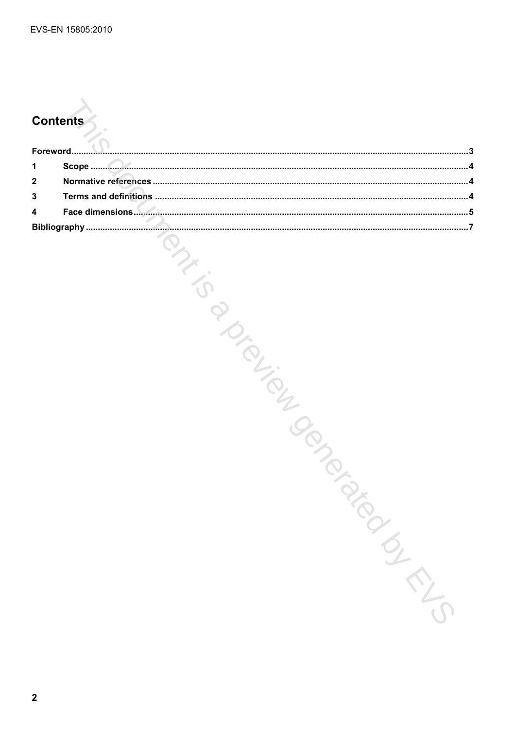## Contents

Foreword.....3

1 Scope.....4

2 Normative references.....4

3 Terms and definitions.....4

4 Face dimensions.....5

Bibliography.....7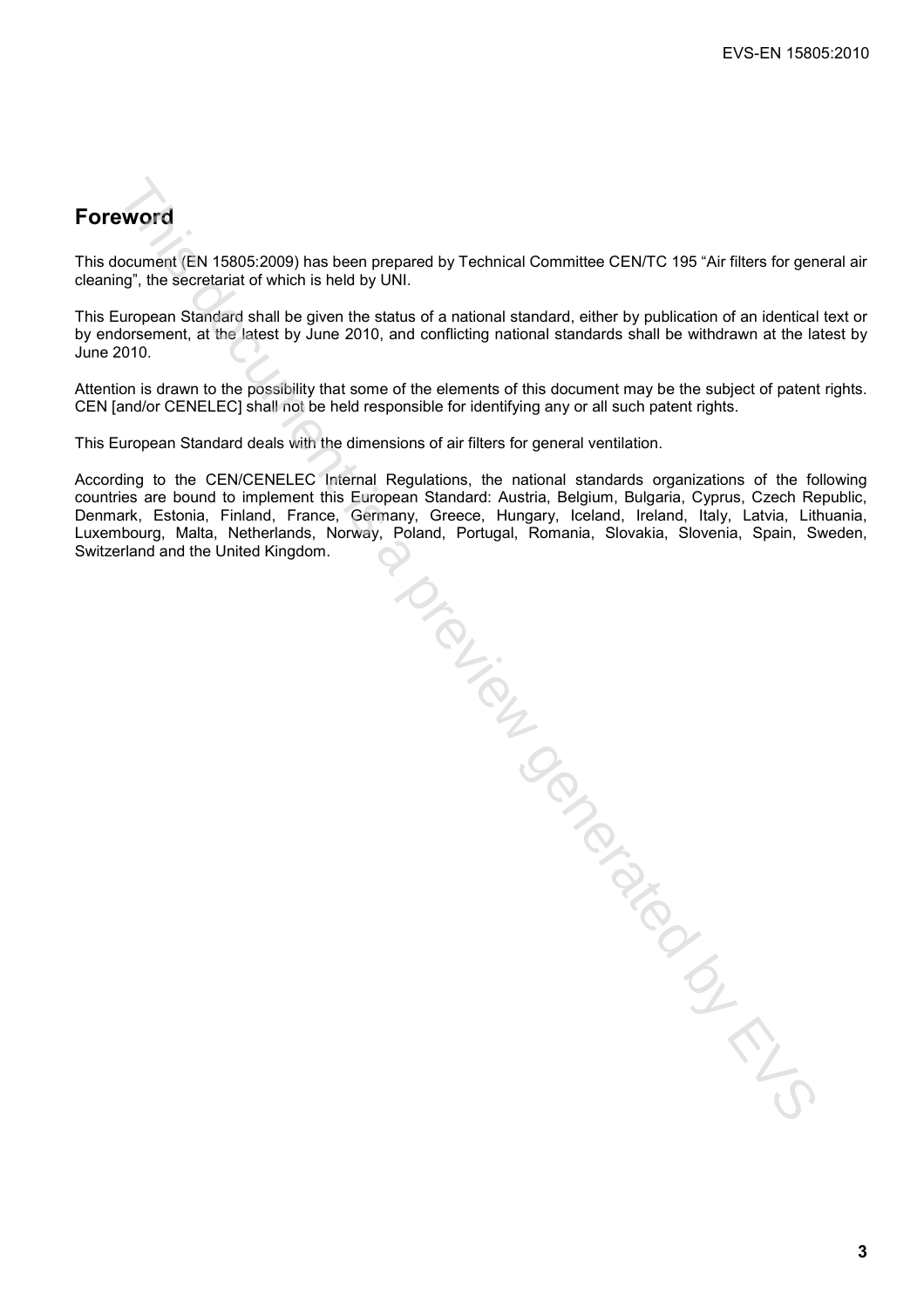## Foreword

This document (EN 15805:2009) has been prepared by Technical Committee CEN/TC 195 "Air filters for general air cleaning", the secretariat of which is held by UNI.

This European Standard shall be given the status of a national standard, either by publication of an identical text or by endorsement, at the latest by June 2010, and conflicting national standards shall be withdrawn at the latest by June 2010.

Attention is drawn to the possibility that some of the elements of this document may be the subject of patent rights. CEN [and/or CENELEC] shall not be held responsible for identifying any or all such patent rights.

This European Standard deals with the dimensions of air filters for general ventilation.

According to the CEN/CENELEC Internal Regulations, the national standards organizations of the following countries are bound to implement this European Standard: Austria, Belgium, Bulgaria, Cyprus, Czech Republic, Denmark, Estonia, Finland, France, Germany, Greece, Hungary, Iceland, Ireland, Italy, Latvia, Lithuania, Luxembourg, Malta, Netherlands, Norway, Poland, Portugal, Romania, Slovakia, Slovenia, Spain, Sweden, Switzerland and the United Kingdom.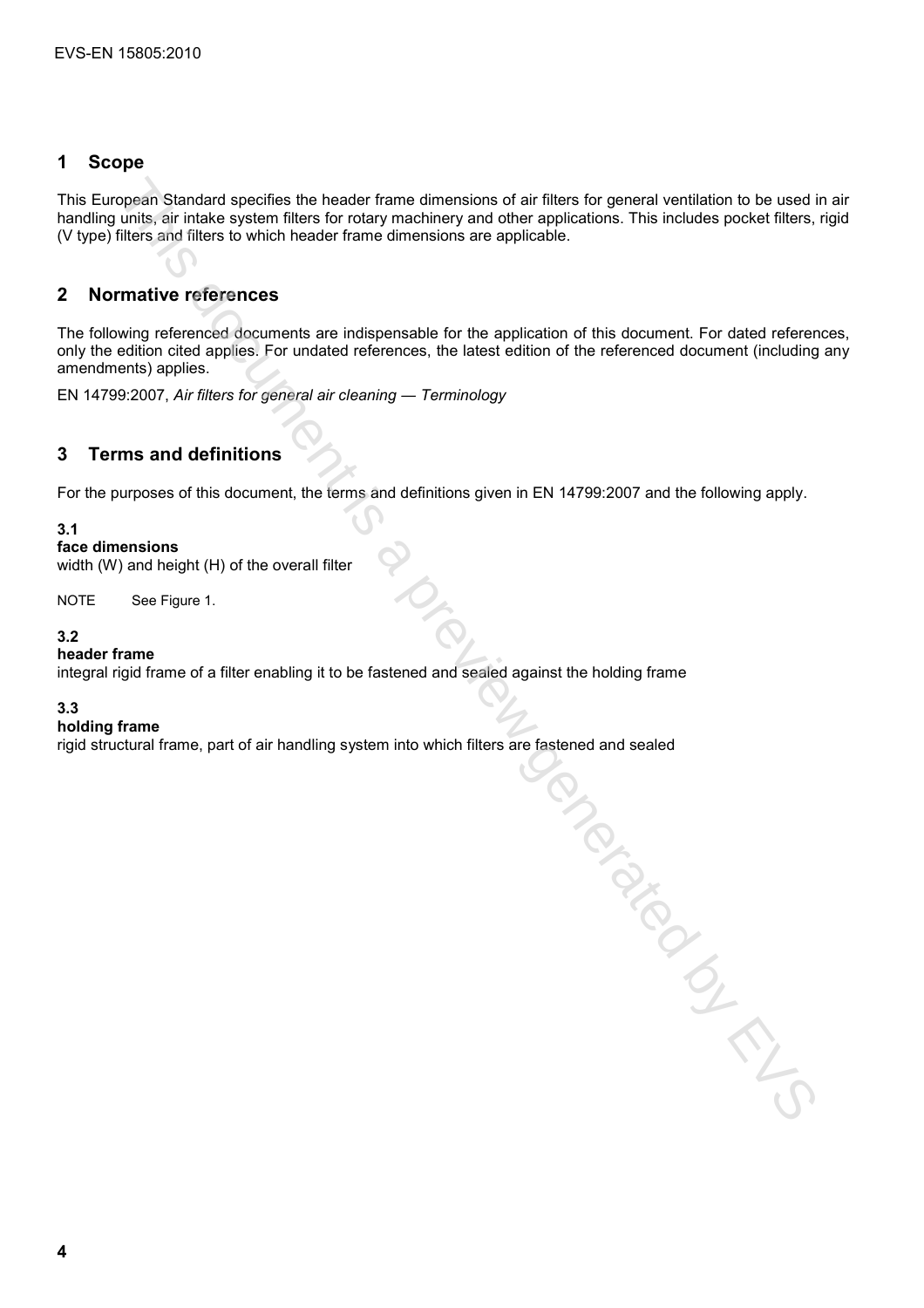## 1 Scope

This European Standard specifies the header frame dimensions of air filters for general ventilation to be used in air handling units, air intake system filters for rotary machinery and other applications. This includes pocket filters, rigid (V type) filters and filters to which header frame dimensions are applicable.

## 2 Normative references

The following referenced documents are indispensable for the application of this document. For dated references, only the edition cited applies. For undated references, the latest edition of the referenced document (including any amendments) applies.

EN 14799:2007, *Air filters for general air cleaning — Terminology*

## 3 Terms and definitions

For the purposes of this document, the terms and definitions given in EN 14799:2007 and the following apply.

**3.1**
**face dimensions**
width (W) and height (H) of the overall filter

NOTE See Figure 1.

**3.2**
**header frame**
integral rigid frame of a filter enabling it to be fastened and sealed against the holding frame

**3.3**
**holding frame**
rigid structural frame, part of air handling system into which filters are fastened and sealed